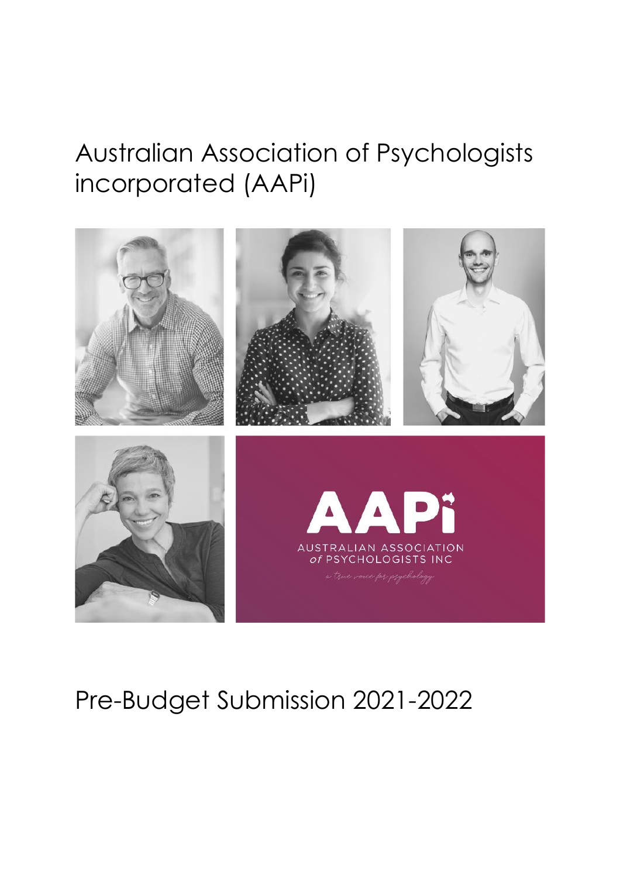# Australian Association of Psychologists incorporated (AAPi)

AAPi

AUSTRALIAN ASSOCIATION of PSYCHOLOGISTS INC

*a true voice for psychology*

# Pre-Budget Submission 2021-2022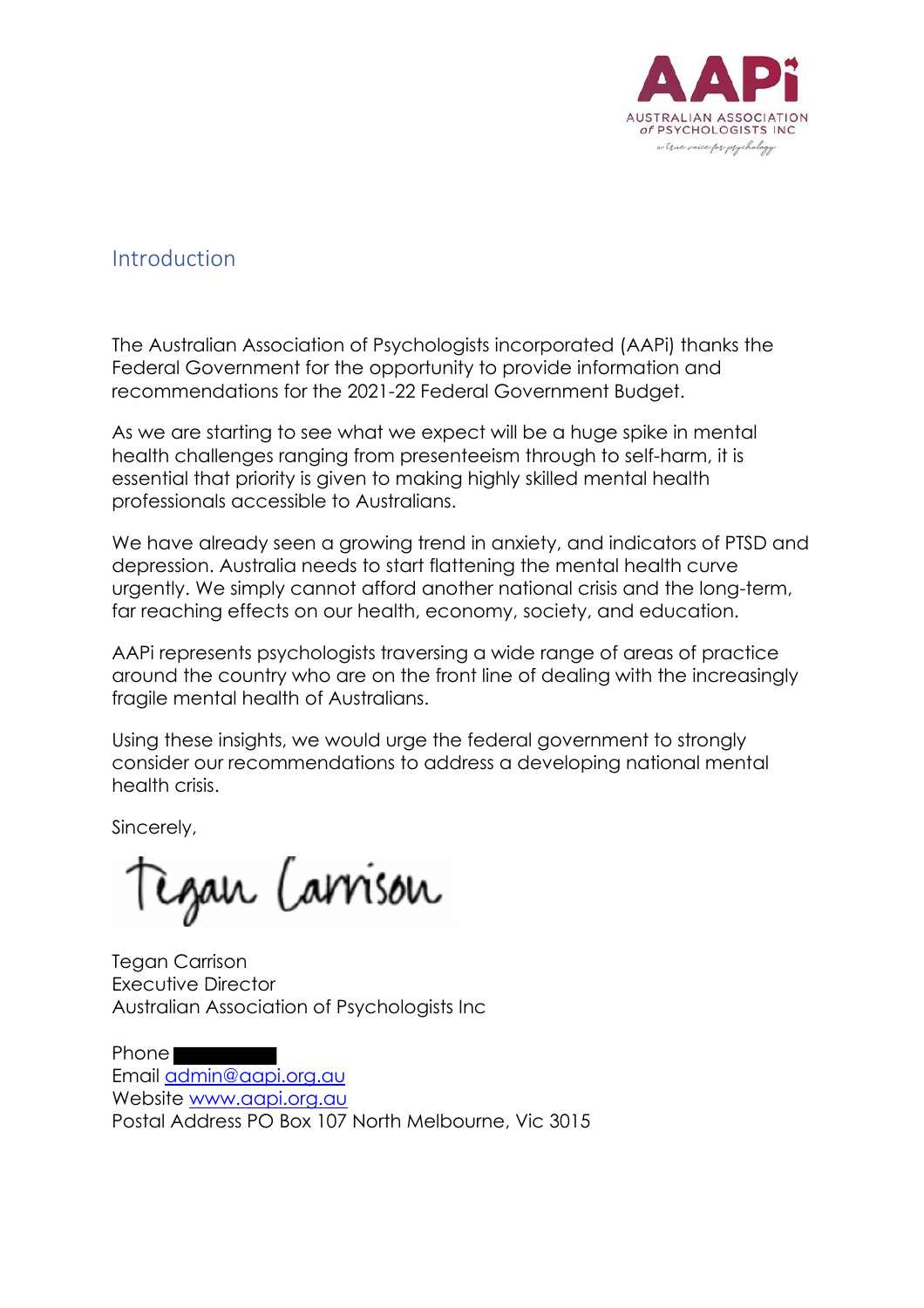## Introduction

The Australian Association of Psychologists incorporated (AAPi) thanks the Federal Government for the opportunity to provide information and recommendations for the 2021-22 Federal Government Budget.

As we are starting to see what we expect will be a huge spike in mental health challenges ranging from presenteeism through to self-harm, it is essential that priority is given to making highly skilled mental health professionals accessible to Australians.

We have already seen a growing trend in anxiety, and indicators of PTSD and depression. Australia needs to start flattening the mental health curve urgently. We simply cannot afford another national crisis and the long-term, far reaching effects on our health, economy, society, and education.

AAPi represents psychologists traversing a wide range of areas of practice around the country who are on the front line of dealing with the increasingly fragile mental health of Australians.

Using these insights, we would urge the federal government to strongly consider our recommendations to address a developing national mental health crisis.

Sincerely,

Tegan Carrison

Tegan Carrison
Executive Director
Australian Association of Psychologists Inc

Phone
Email admin@aapi.org.au
Website www.aapi.org.au
Postal Address PO Box 107 North Melbourne, Vic 3015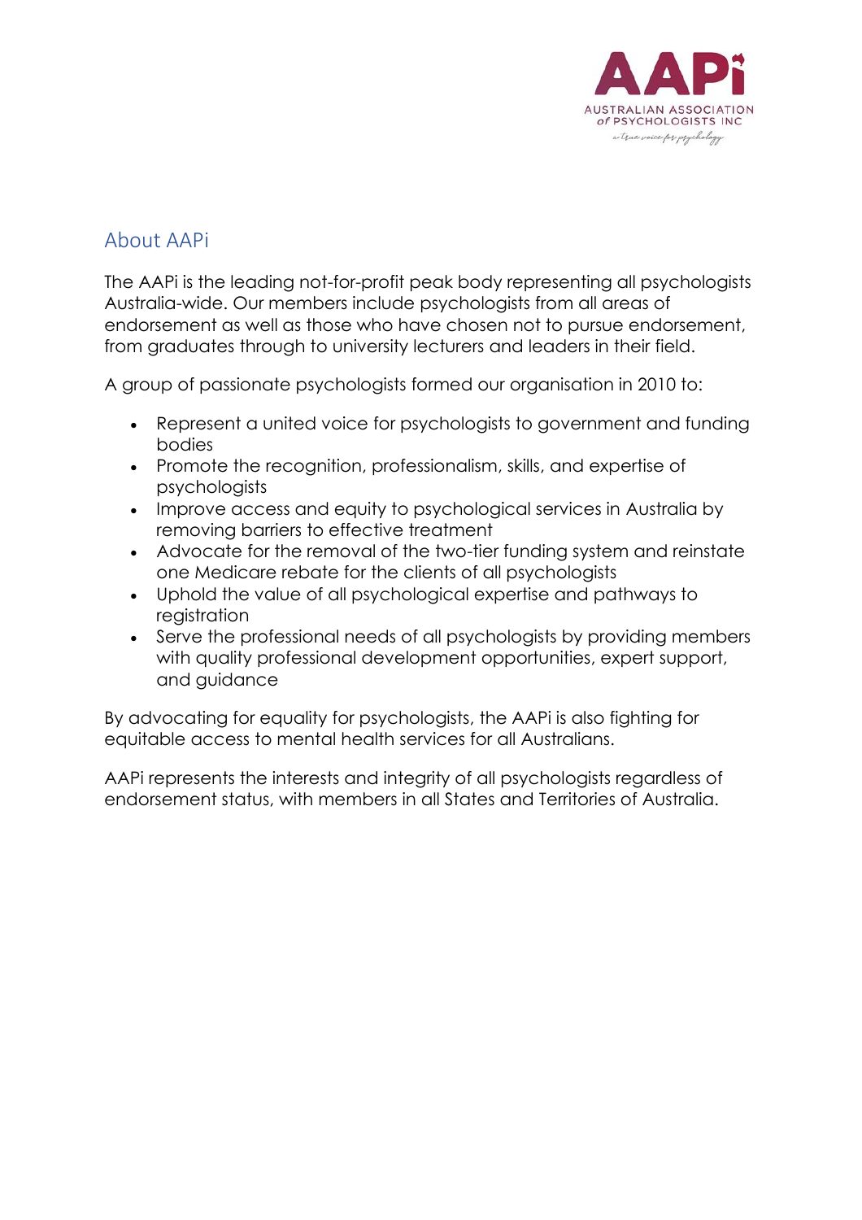## About AAPi

The AAPi is the leading not-for-profit peak body representing all psychologists Australia-wide. Our members include psychologists from all areas of endorsement as well as those who have chosen not to pursue endorsement, from graduates through to university lecturers and leaders in their field.

A group of passionate psychologists formed our organisation in 2010 to:

- Represent a united voice for psychologists to government and funding bodies
- Promote the recognition, professionalism, skills, and expertise of psychologists
- Improve access and equity to psychological services in Australia by removing barriers to effective treatment
- Advocate for the removal of the two-tier funding system and reinstate one Medicare rebate for the clients of all psychologists
- Uphold the value of all psychological expertise and pathways to registration
- Serve the professional needs of all psychologists by providing members with quality professional development opportunities, expert support, and guidance

By advocating for equality for psychologists, the AAPi is also fighting for equitable access to mental health services for all Australians.

AAPi represents the interests and integrity of all psychologists regardless of endorsement status, with members in all States and Territories of Australia.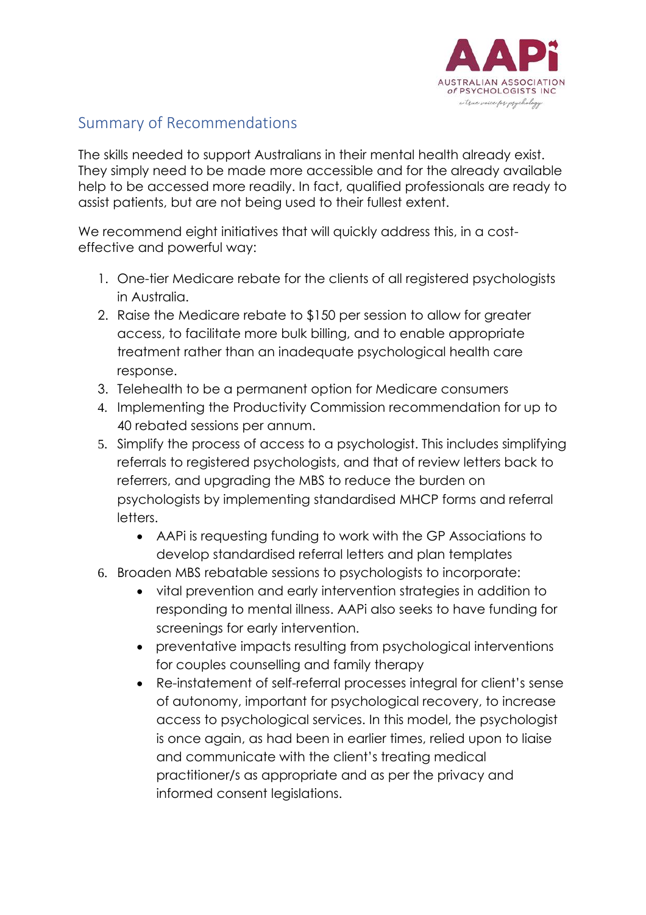## Summary of Recommendations

The skills needed to support Australians in their mental health already exist. They simply need to be made more accessible and for the already available help to be accessed more readily. In fact, qualified professionals are ready to assist patients, but are not being used to their fullest extent.

We recommend eight initiatives that will quickly address this, in a cost-effective and powerful way:

1. One-tier Medicare rebate for the clients of all registered psychologists in Australia.
2. Raise the Medicare rebate to $150 per session to allow for greater access, to facilitate more bulk billing, and to enable appropriate treatment rather than an inadequate psychological health care response.
3. Telehealth to be a permanent option for Medicare consumers
4. Implementing the Productivity Commission recommendation for up to 40 rebated sessions per annum.
5. Simplify the process of access to a psychologist. This includes simplifying referrals to registered psychologists, and that of review letters back to referrers, and upgrading the MBS to reduce the burden on psychologists by implementing standardised MHCP forms and referral letters.
   - AAPi is requesting funding to work with the GP Associations to develop standardised referral letters and plan templates
6. Broaden MBS rebatable sessions to psychologists to incorporate:
   - vital prevention and early intervention strategies in addition to responding to mental illness. AAPi also seeks to have funding for screenings for early intervention.
   - preventative impacts resulting from psychological interventions for couples counselling and family therapy
   - Re-instatement of self-referral processes integral for client's sense of autonomy, important for psychological recovery, to increase access to psychological services. In this model, the psychologist is once again, as had been in earlier times, relied upon to liaise and communicate with the client's treating medical practitioner/s as appropriate and as per the privacy and informed consent legislations.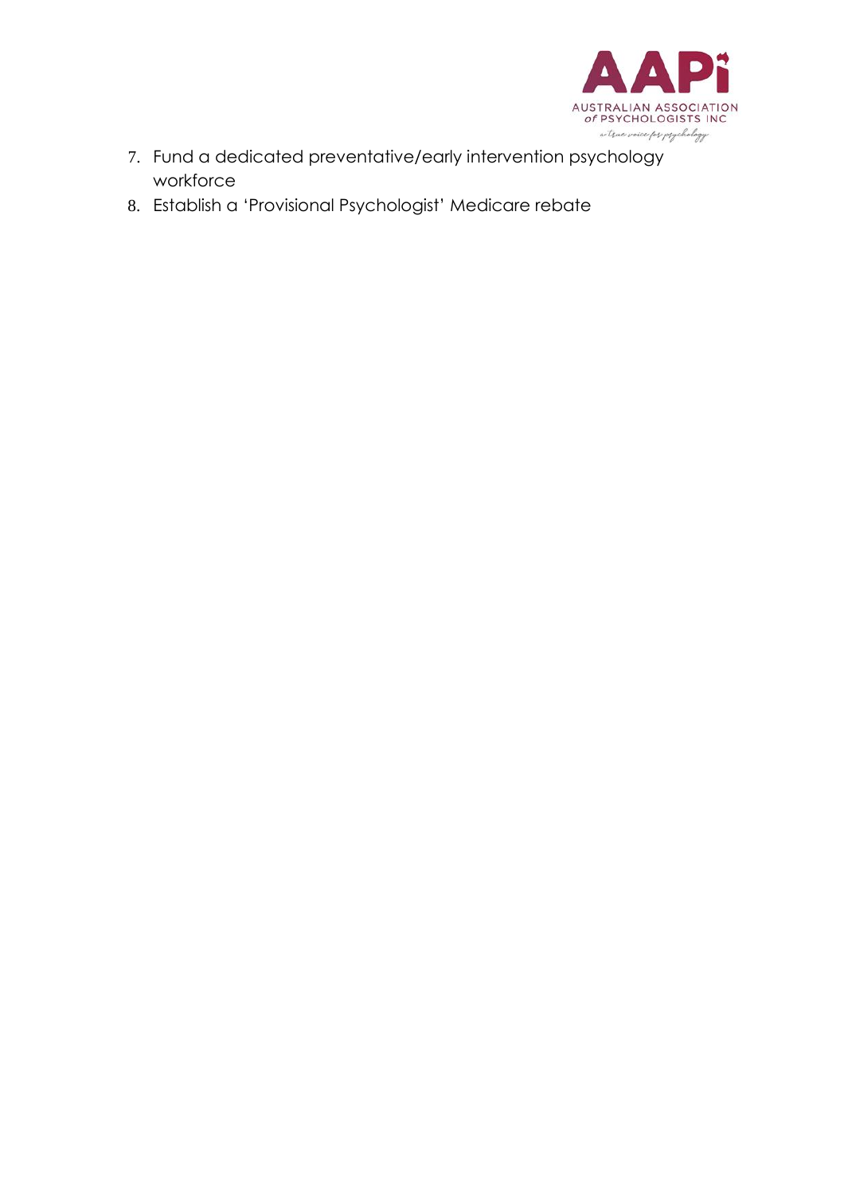7. Fund a dedicated preventative/early intervention psychology workforce
8. Establish a 'Provisional Psychologist' Medicare rebate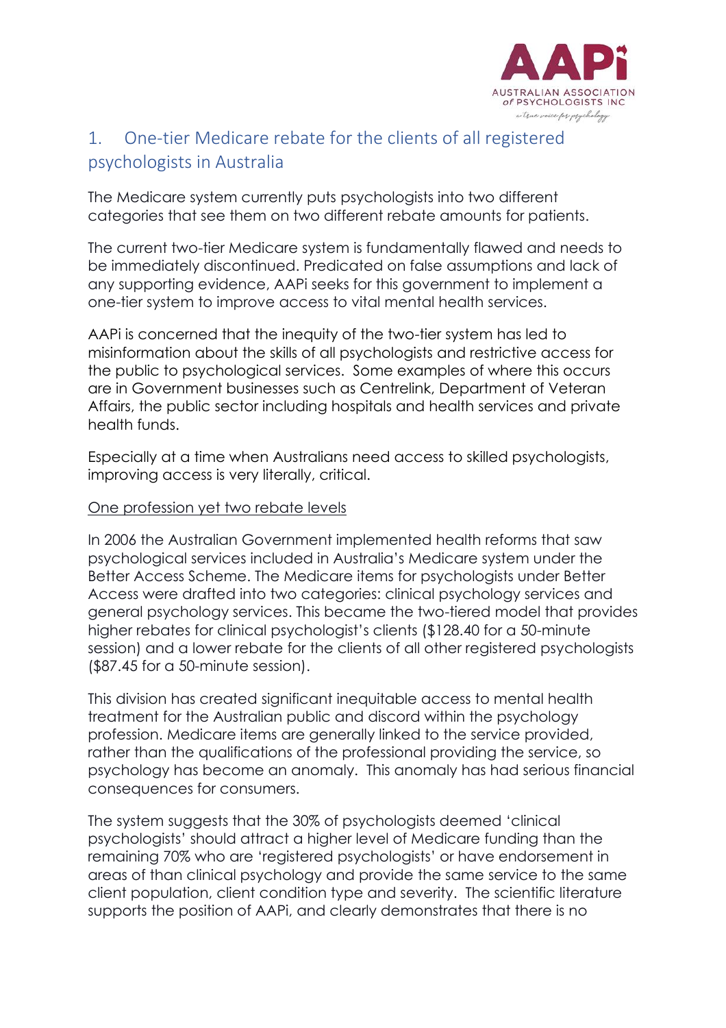## 1. One-tier Medicare rebate for the clients of all registered psychologists in Australia

The Medicare system currently puts psychologists into two different categories that see them on two different rebate amounts for patients.

The current two-tier Medicare system is fundamentally flawed and needs to be immediately discontinued. Predicated on false assumptions and lack of any supporting evidence, AAPi seeks for this government to implement a one-tier system to improve access to vital mental health services.

AAPi is concerned that the inequity of the two-tier system has led to misinformation about the skills of all psychologists and restrictive access for the public to psychological services. Some examples of where this occurs are in Government businesses such as Centrelink, Department of Veteran Affairs, the public sector including hospitals and health services and private health funds.

Especially at a time when Australians need access to skilled psychologists, improving access is very literally, critical.

<u>One profession yet two rebate levels</u>

In 2006 the Australian Government implemented health reforms that saw psychological services included in Australia's Medicare system under the Better Access Scheme. The Medicare items for psychologists under Better Access were drafted into two categories: clinical psychology services and general psychology services. This became the two-tiered model that provides higher rebates for clinical psychologist's clients ($128.40 for a 50-minute session) and a lower rebate for the clients of all other registered psychologists ($87.45 for a 50-minute session).

This division has created significant inequitable access to mental health treatment for the Australian public and discord within the psychology profession. Medicare items are generally linked to the service provided, rather than the qualifications of the professional providing the service, so psychology has become an anomaly. This anomaly has had serious financial consequences for consumers.

The system suggests that the 30% of psychologists deemed 'clinical psychologists' should attract a higher level of Medicare funding than the remaining 70% who are 'registered psychologists' or have endorsement in areas of than clinical psychology and provide the same service to the same client population, client condition type and severity. The scientific literature supports the position of AAPi, and clearly demonstrates that there is no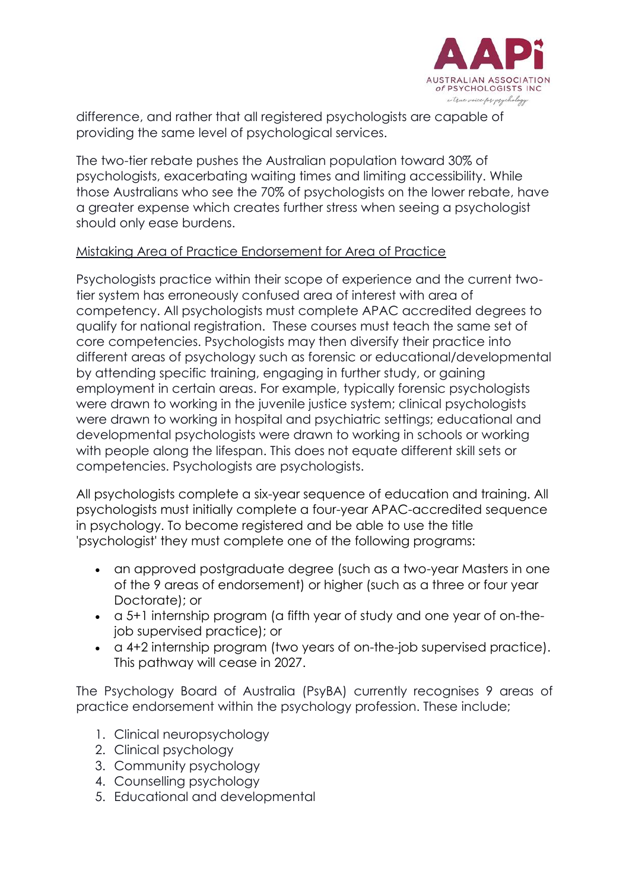difference, and rather that all registered psychologists are capable of providing the same level of psychological services.

The two-tier rebate pushes the Australian population toward 30% of psychologists, exacerbating waiting times and limiting accessibility. While those Australians who see the 70% of psychologists on the lower rebate, have a greater expense which creates further stress when seeing a psychologist should only ease burdens.

<u>Mistaking Area of Practice Endorsement for Area of Practice</u>

Psychologists practice within their scope of experience and the current two-tier system has erroneously confused area of interest with area of competency. All psychologists must complete APAC accredited degrees to qualify for national registration. These courses must teach the same set of core competencies. Psychologists may then diversify their practice into different areas of psychology such as forensic or educational/developmental by attending specific training, engaging in further study, or gaining employment in certain areas. For example, typically forensic psychologists were drawn to working in the juvenile justice system; clinical psychologists were drawn to working in hospital and psychiatric settings; educational and developmental psychologists were drawn to working in schools or working with people along the lifespan. This does not equate different skill sets or competencies. Psychologists are psychologists.

All psychologists complete a six-year sequence of education and training. All psychologists must initially complete a four-year APAC-accredited sequence in psychology. To become registered and be able to use the title 'psychologist' they must complete one of the following programs:

- an approved postgraduate degree (such as a two-year Masters in one of the 9 areas of endorsement) or higher (such as a three or four year Doctorate); or
- a 5+1 internship program (a fifth year of study and one year of on-the-job supervised practice); or
- a 4+2 internship program (two years of on-the-job supervised practice). This pathway will cease in 2027.

The Psychology Board of Australia (PsyBA) currently recognises 9 areas of practice endorsement within the psychology profession. These include;

1. Clinical neuropsychology
2. Clinical psychology
3. Community psychology
4. Counselling psychology
5. Educational and developmental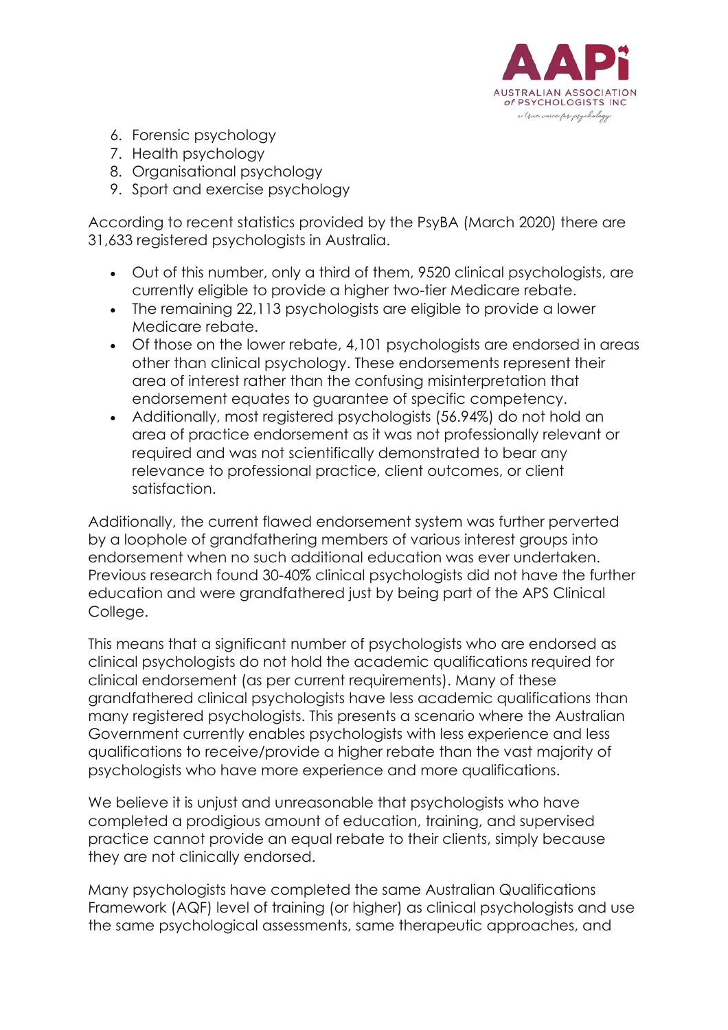6. Forensic psychology
7. Health psychology
8. Organisational psychology
9. Sport and exercise psychology

According to recent statistics provided by the PsyBA (March 2020) there are 31,633 registered psychologists in Australia.

- Out of this number, only a third of them, 9520 clinical psychologists, are currently eligible to provide a higher two-tier Medicare rebate.
- The remaining 22,113 psychologists are eligible to provide a lower Medicare rebate.
- Of those on the lower rebate, 4,101 psychologists are endorsed in areas other than clinical psychology. These endorsements represent their area of interest rather than the confusing misinterpretation that endorsement equates to guarantee of specific competency.
- Additionally, most registered psychologists (56.94%) do not hold an area of practice endorsement as it was not professionally relevant or required and was not scientifically demonstrated to bear any relevance to professional practice, client outcomes, or client satisfaction.

Additionally, the current flawed endorsement system was further perverted by a loophole of grandfathering members of various interest groups into endorsement when no such additional education was ever undertaken. Previous research found 30-40% clinical psychologists did not have the further education and were grandfathered just by being part of the APS Clinical College.

This means that a significant number of psychologists who are endorsed as clinical psychologists do not hold the academic qualifications required for clinical endorsement (as per current requirements). Many of these grandfathered clinical psychologists have less academic qualifications than many registered psychologists. This presents a scenario where the Australian Government currently enables psychologists with less experience and less qualifications to receive/provide a higher rebate than the vast majority of psychologists who have more experience and more qualifications.

We believe it is unjust and unreasonable that psychologists who have completed a prodigious amount of education, training, and supervised practice cannot provide an equal rebate to their clients, simply because they are not clinically endorsed.

Many psychologists have completed the same Australian Qualifications Framework (AQF) level of training (or higher) as clinical psychologists and use the same psychological assessments, same therapeutic approaches, and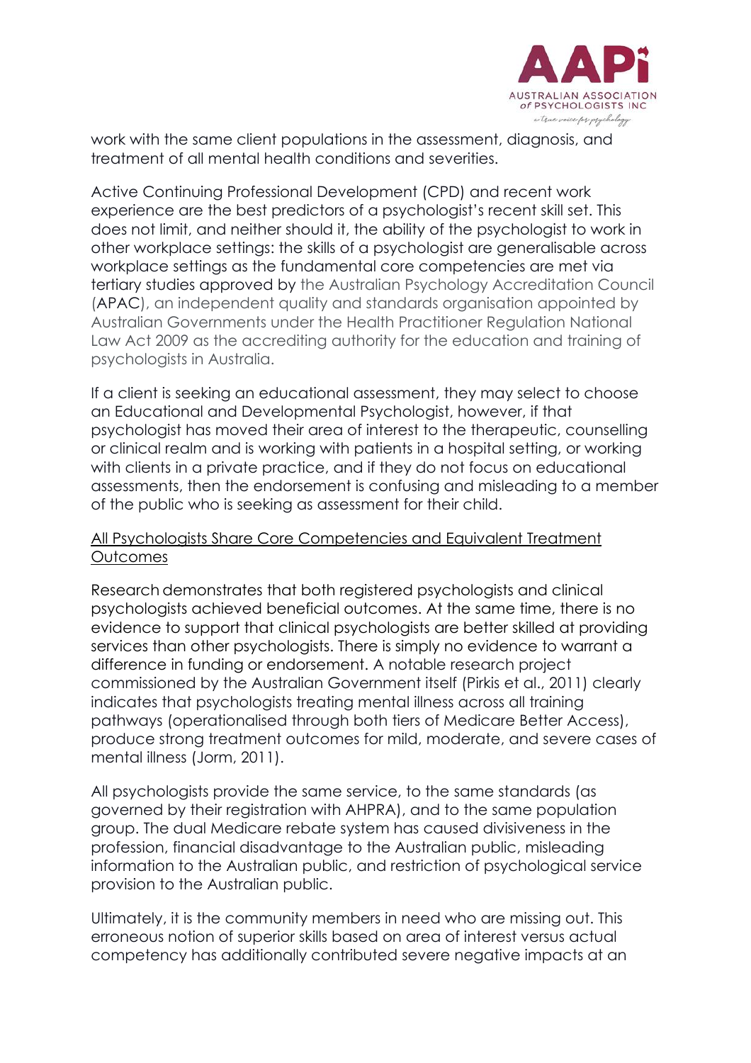work with the same client populations in the assessment, diagnosis, and treatment of all mental health conditions and severities.

Active Continuing Professional Development (CPD) and recent work experience are the best predictors of a psychologist's recent skill set. This does not limit, and neither should it, the ability of the psychologist to work in other workplace settings: the skills of a psychologist are generalisable across workplace settings as the fundamental core competencies are met via tertiary studies approved by the Australian Psychology Accreditation Council (APAC), an independent quality and standards organisation appointed by Australian Governments under the Health Practitioner Regulation National Law Act 2009 as the accrediting authority for the education and training of psychologists in Australia.

If a client is seeking an educational assessment, they may select to choose an Educational and Developmental Psychologist, however, if that psychologist has moved their area of interest to the therapeutic, counselling or clinical realm and is working with patients in a hospital setting, or working with clients in a private practice, and if they do not focus on educational assessments, then the endorsement is confusing and misleading to a member of the public who is seeking as assessment for their child.

<u>All Psychologists Share Core Competencies and Equivalent Treatment Outcomes</u>

Research demonstrates that both registered psychologists and clinical psychologists achieved beneficial outcomes. At the same time, there is no evidence to support that clinical psychologists are better skilled at providing services than other psychologists. There is simply no evidence to warrant a difference in funding or endorsement. A notable research project commissioned by the Australian Government itself (Pirkis et al., 2011) clearly indicates that psychologists treating mental illness across all training pathways (operationalised through both tiers of Medicare Better Access), produce strong treatment outcomes for mild, moderate, and severe cases of mental illness (Jorm, 2011).

All psychologists provide the same service, to the same standards (as governed by their registration with AHPRA), and to the same population group. The dual Medicare rebate system has caused divisiveness in the profession, financial disadvantage to the Australian public, misleading information to the Australian public, and restriction of psychological service provision to the Australian public.

Ultimately, it is the community members in need who are missing out. This erroneous notion of superior skills based on area of interest versus actual competency has additionally contributed severe negative impacts at an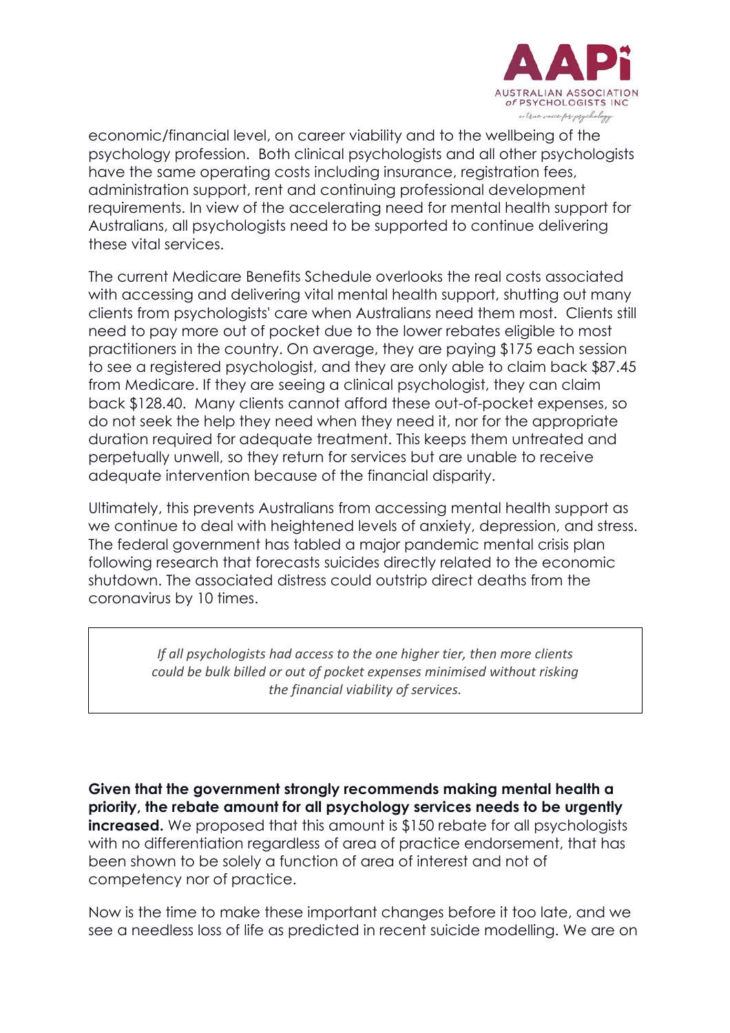economic/financial level, on career viability and to the wellbeing of the psychology profession. Both clinical psychologists and all other psychologists have the same operating costs including insurance, registration fees, administration support, rent and continuing professional development requirements. In view of the accelerating need for mental health support for Australians, all psychologists need to be supported to continue delivering these vital services.

The current Medicare Benefits Schedule overlooks the real costs associated with accessing and delivering vital mental health support, shutting out many clients from psychologists' care when Australians need them most. Clients still need to pay more out of pocket due to the lower rebates eligible to most practitioners in the country. On average, they are paying $175 each session to see a registered psychologist, and they are only able to claim back $87.45 from Medicare. If they are seeing a clinical psychologist, they can claim back $128.40. Many clients cannot afford these out-of-pocket expenses, so do not seek the help they need when they need it, nor for the appropriate duration required for adequate treatment. This keeps them untreated and perpetually unwell, so they return for services but are unable to receive adequate intervention because of the financial disparity.

Ultimately, this prevents Australians from accessing mental health support as we continue to deal with heightened levels of anxiety, depression, and stress. The federal government has tabled a major pandemic mental crisis plan following research that forecasts suicides directly related to the economic shutdown. The associated distress could outstrip direct deaths from the coronavirus by 10 times.

> *If all psychologists had access to the one higher tier, then more clients could be bulk billed or out of pocket expenses minimised without risking the financial viability of services.*

**Given that the government strongly recommends making mental health a priority, the rebate amount for all psychology services needs to be urgently increased.** We proposed that this amount is $150 rebate for all psychologists with no differentiation regardless of area of practice endorsement, that has been shown to be solely a function of area of interest and not of competency nor of practice.

Now is the time to make these important changes before it too late, and we see a needless loss of life as predicted in recent suicide modelling. We are on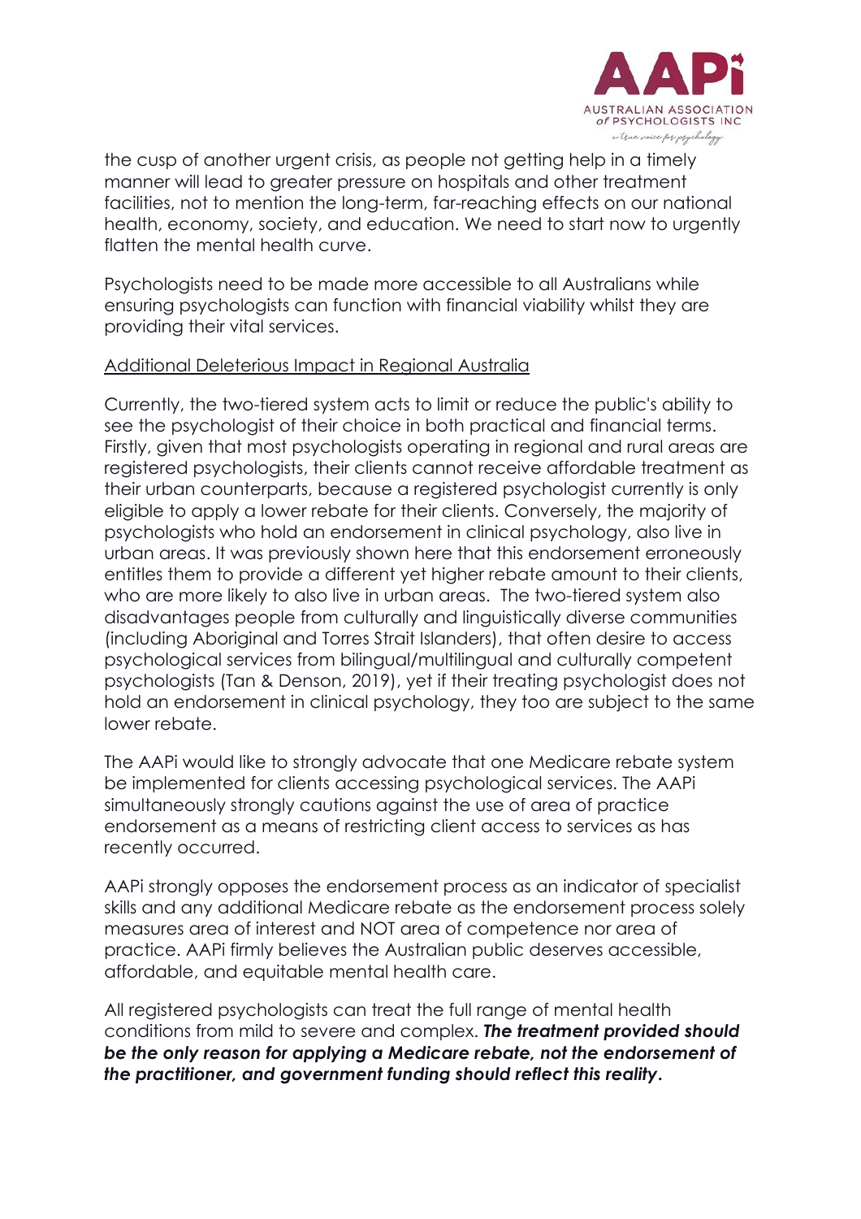the cusp of another urgent crisis, as people not getting help in a timely manner will lead to greater pressure on hospitals and other treatment facilities, not to mention the long-term, far-reaching effects on our national health, economy, society, and education. We need to start now to urgently flatten the mental health curve.

Psychologists need to be made more accessible to all Australians while ensuring psychologists can function with financial viability whilst they are providing their vital services.

<u>Additional Deleterious Impact in Regional Australia</u>

Currently, the two-tiered system acts to limit or reduce the public's ability to see the psychologist of their choice in both practical and financial terms. Firstly, given that most psychologists operating in regional and rural areas are registered psychologists, their clients cannot receive affordable treatment as their urban counterparts, because a registered psychologist currently is only eligible to apply a lower rebate for their clients. Conversely, the majority of psychologists who hold an endorsement in clinical psychology, also live in urban areas. It was previously shown here that this endorsement erroneously entitles them to provide a different yet higher rebate amount to their clients, who are more likely to also live in urban areas. The two-tiered system also disadvantages people from culturally and linguistically diverse communities (including Aboriginal and Torres Strait Islanders), that often desire to access psychological services from bilingual/multilingual and culturally competent psychologists (Tan & Denson, 2019), yet if their treating psychologist does not hold an endorsement in clinical psychology, they too are subject to the same lower rebate.

The AAPi would like to strongly advocate that one Medicare rebate system be implemented for clients accessing psychological services. The AAPi simultaneously strongly cautions against the use of area of practice endorsement as a means of restricting client access to services as has recently occurred.

AAPi strongly opposes the endorsement process as an indicator of specialist skills and any additional Medicare rebate as the endorsement process solely measures area of interest and NOT area of competence nor area of practice. AAPi firmly believes the Australian public deserves accessible, affordable, and equitable mental health care.

All registered psychologists can treat the full range of mental health conditions from mild to severe and complex. ***The treatment provided should be the only reason for applying a Medicare rebate, not the endorsement of the practitioner, and government funding should reflect this reality.***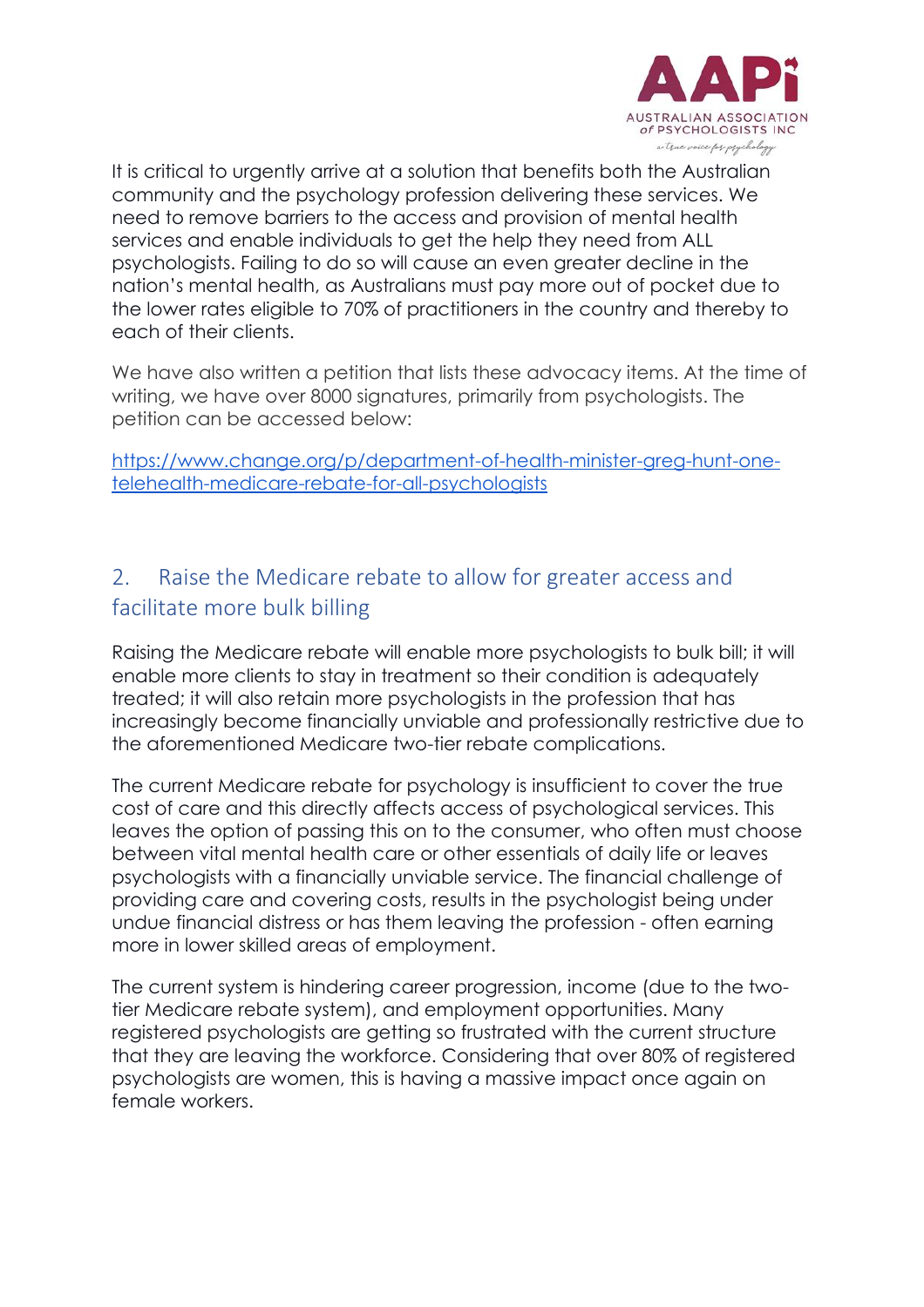It is critical to urgently arrive at a solution that benefits both the Australian community and the psychology profession delivering these services. We need to remove barriers to the access and provision of mental health services and enable individuals to get the help they need from ALL psychologists. Failing to do so will cause an even greater decline in the nation's mental health, as Australians must pay more out of pocket due to the lower rates eligible to 70% of practitioners in the country and thereby to each of their clients.

We have also written a petition that lists these advocacy items. At the time of writing, we have over 8000 signatures, primarily from psychologists. The petition can be accessed below:

[https://www.change.org/p/department-of-health-minister-greg-hunt-one-telehealth-medicare-rebate-for-all-psychologists](https://www.change.org/p/department-of-health-minister-greg-hunt-one-telehealth-medicare-rebate-for-all-psychologists)

## 2. Raise the Medicare rebate to allow for greater access and facilitate more bulk billing

Raising the Medicare rebate will enable more psychologists to bulk bill; it will enable more clients to stay in treatment so their condition is adequately treated; it will also retain more psychologists in the profession that has increasingly become financially unviable and professionally restrictive due to the aforementioned Medicare two-tier rebate complications.

The current Medicare rebate for psychology is insufficient to cover the true cost of care and this directly affects access of psychological services. This leaves the option of passing this on to the consumer, who often must choose between vital mental health care or other essentials of daily life or leaves psychologists with a financially unviable service. The financial challenge of providing care and covering costs, results in the psychologist being under undue financial distress or has them leaving the profession - often earning more in lower skilled areas of employment.

The current system is hindering career progression, income (due to the two-tier Medicare rebate system), and employment opportunities. Many registered psychologists are getting so frustrated with the current structure that they are leaving the workforce. Considering that over 80% of registered psychologists are women, this is having a massive impact once again on female workers.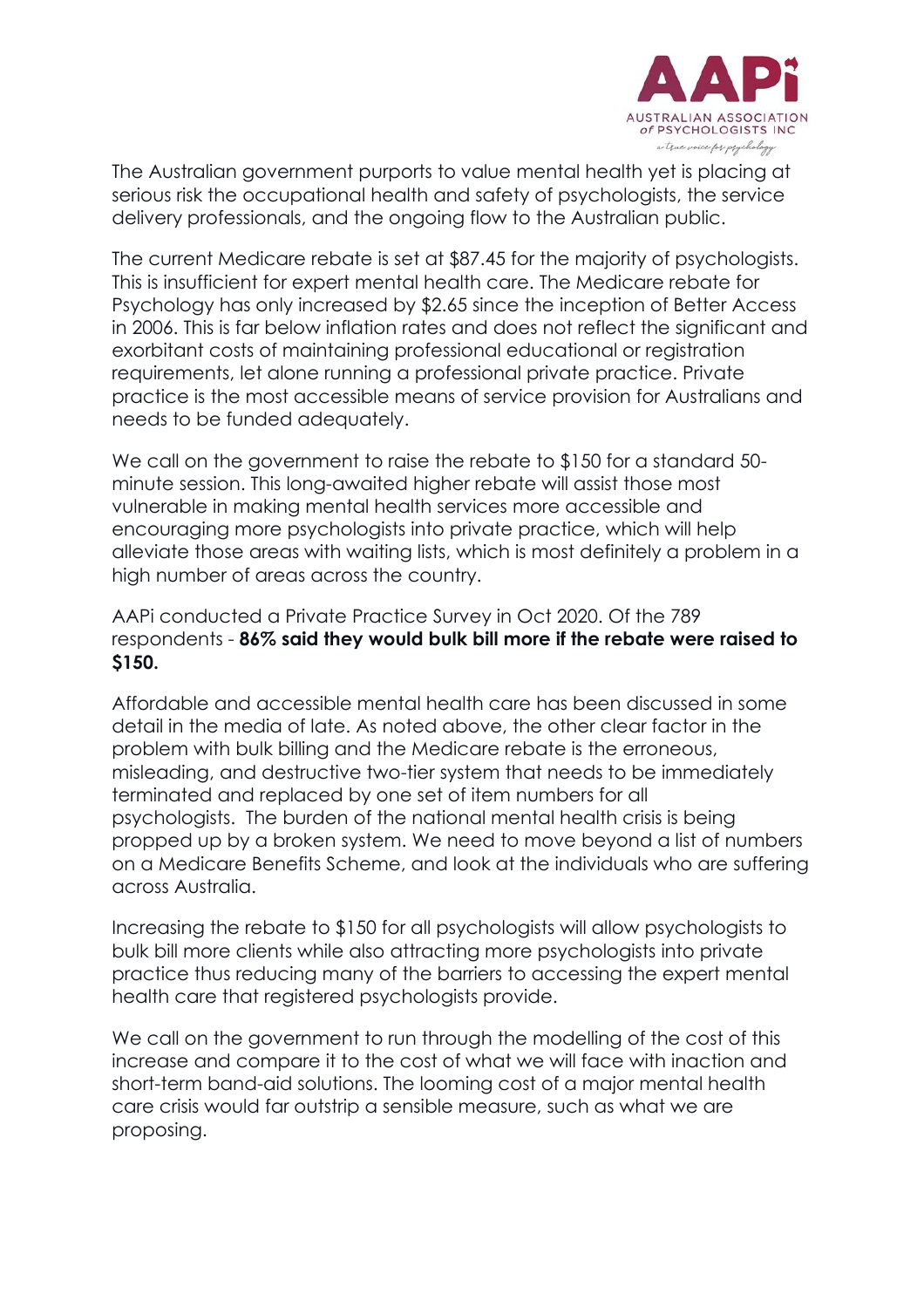The Australian government purports to value mental health yet is placing at serious risk the occupational health and safety of psychologists, the service delivery professionals, and the ongoing flow to the Australian public.

The current Medicare rebate is set at $87.45 for the majority of psychologists. This is insufficient for expert mental health care. The Medicare rebate for Psychology has only increased by $2.65 since the inception of Better Access in 2006. This is far below inflation rates and does not reflect the significant and exorbitant costs of maintaining professional educational or registration requirements, let alone running a professional private practice. Private practice is the most accessible means of service provision for Australians and needs to be funded adequately.

We call on the government to raise the rebate to $150 for a standard 50-minute session. This long-awaited higher rebate will assist those most vulnerable in making mental health services more accessible and encouraging more psychologists into private practice, which will help alleviate those areas with waiting lists, which is most definitely a problem in a high number of areas across the country.

AAPi conducted a Private Practice Survey in Oct 2020. Of the 789 respondents - **86% said they would bulk bill more if the rebate were raised to $150.**

Affordable and accessible mental health care has been discussed in some detail in the media of late. As noted above, the other clear factor in the problem with bulk billing and the Medicare rebate is the erroneous, misleading, and destructive two-tier system that needs to be immediately terminated and replaced by one set of item numbers for all psychologists. The burden of the national mental health crisis is being propped up by a broken system. We need to move beyond a list of numbers on a Medicare Benefits Scheme, and look at the individuals who are suffering across Australia.

Increasing the rebate to $150 for all psychologists will allow psychologists to bulk bill more clients while also attracting more psychologists into private practice thus reducing many of the barriers to accessing the expert mental health care that registered psychologists provide.

We call on the government to run through the modelling of the cost of this increase and compare it to the cost of what we will face with inaction and short-term band-aid solutions. The looming cost of a major mental health care crisis would far outstrip a sensible measure, such as what we are proposing.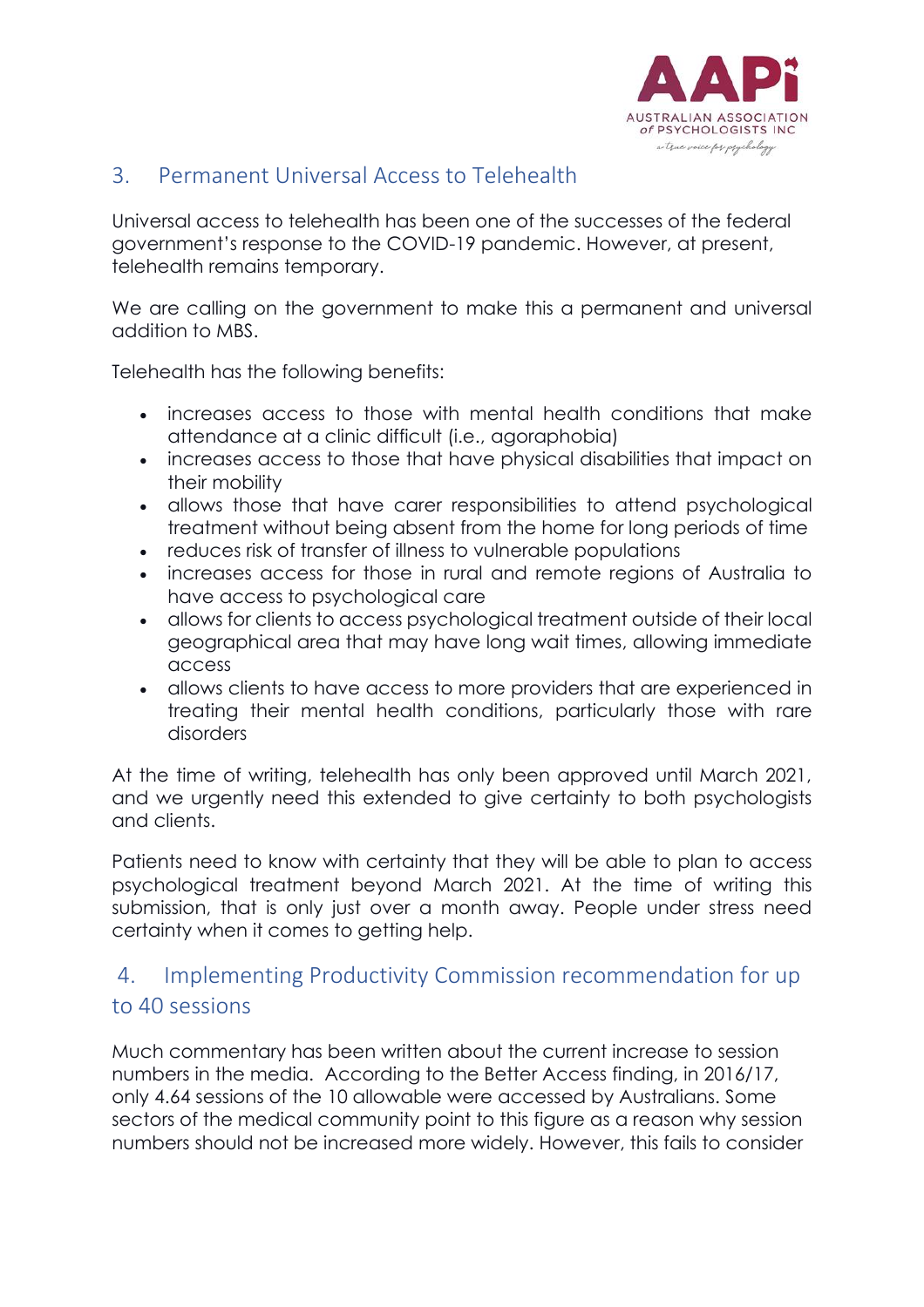## 3. Permanent Universal Access to Telehealth

Universal access to telehealth has been one of the successes of the federal government's response to the COVID-19 pandemic. However, at present, telehealth remains temporary.

We are calling on the government to make this a permanent and universal addition to MBS.

Telehealth has the following benefits:

- increases access to those with mental health conditions that make attendance at a clinic difficult (i.e., agoraphobia)
- increases access to those that have physical disabilities that impact on their mobility
- allows those that have carer responsibilities to attend psychological treatment without being absent from the home for long periods of time
- reduces risk of transfer of illness to vulnerable populations
- increases access for those in rural and remote regions of Australia to have access to psychological care
- allows for clients to access psychological treatment outside of their local geographical area that may have long wait times, allowing immediate access
- allows clients to have access to more providers that are experienced in treating their mental health conditions, particularly those with rare disorders

At the time of writing, telehealth has only been approved until March 2021, and we urgently need this extended to give certainty to both psychologists and clients.

Patients need to know with certainty that they will be able to plan to access psychological treatment beyond March 2021. At the time of writing this submission, that is only just over a month away. People under stress need certainty when it comes to getting help.

## 4. Implementing Productivity Commission recommendation for up to 40 sessions

Much commentary has been written about the current increase to session numbers in the media. According to the Better Access finding, in 2016/17, only 4.64 sessions of the 10 allowable were accessed by Australians. Some sectors of the medical community point to this figure as a reason why session numbers should not be increased more widely. However, this fails to consider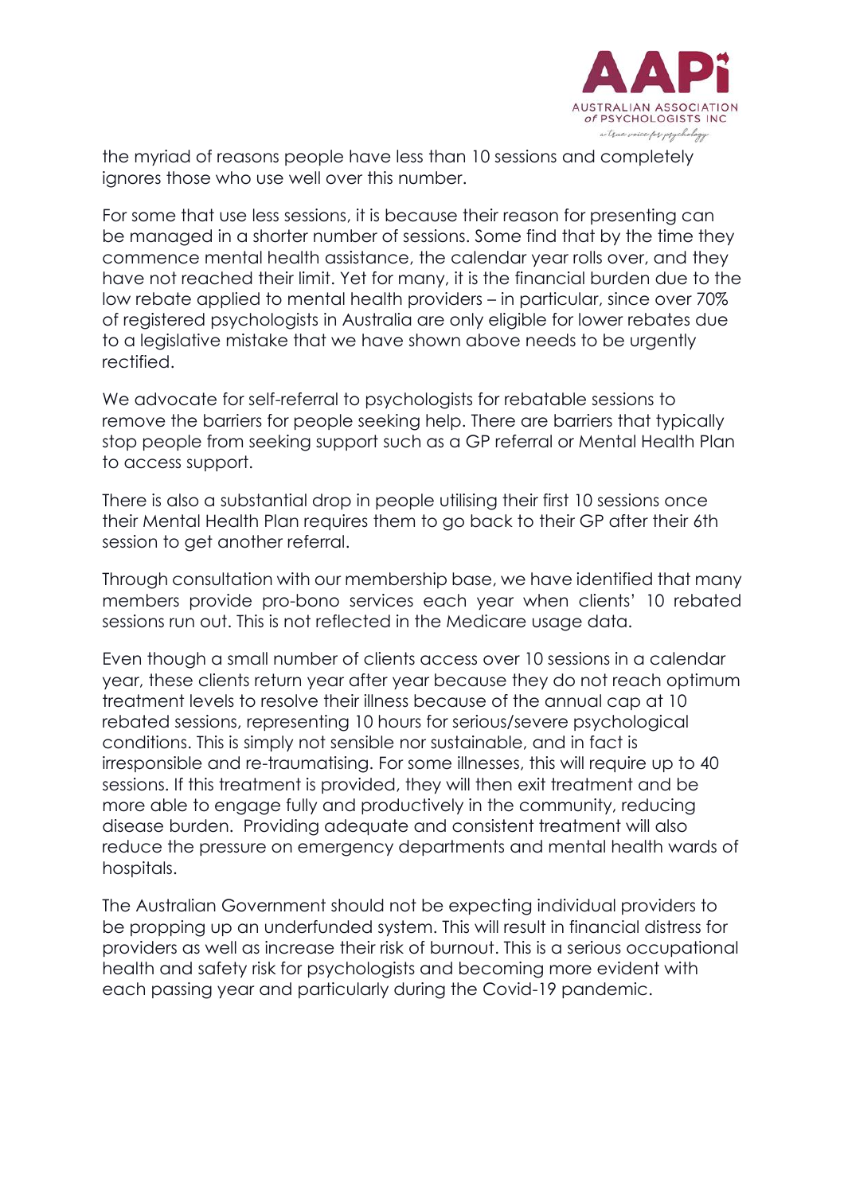the myriad of reasons people have less than 10 sessions and completely ignores those who use well over this number.

For some that use less sessions, it is because their reason for presenting can be managed in a shorter number of sessions. Some find that by the time they commence mental health assistance, the calendar year rolls over, and they have not reached their limit. Yet for many, it is the financial burden due to the low rebate applied to mental health providers – in particular, since over 70% of registered psychologists in Australia are only eligible for lower rebates due to a legislative mistake that we have shown above needs to be urgently rectified.

We advocate for self-referral to psychologists for rebatable sessions to remove the barriers for people seeking help. There are barriers that typically stop people from seeking support such as a GP referral or Mental Health Plan to access support.

There is also a substantial drop in people utilising their first 10 sessions once their Mental Health Plan requires them to go back to their GP after their 6th session to get another referral.

Through consultation with our membership base, we have identified that many members provide pro-bono services each year when clients' 10 rebated sessions run out. This is not reflected in the Medicare usage data.

Even though a small number of clients access over 10 sessions in a calendar year, these clients return year after year because they do not reach optimum treatment levels to resolve their illness because of the annual cap at 10 rebated sessions, representing 10 hours for serious/severe psychological conditions. This is simply not sensible nor sustainable, and in fact is irresponsible and re-traumatising. For some illnesses, this will require up to 40 sessions. If this treatment is provided, they will then exit treatment and be more able to engage fully and productively in the community, reducing disease burden. Providing adequate and consistent treatment will also reduce the pressure on emergency departments and mental health wards of hospitals.

The Australian Government should not be expecting individual providers to be propping up an underfunded system. This will result in financial distress for providers as well as increase their risk of burnout. This is a serious occupational health and safety risk for psychologists and becoming more evident with each passing year and particularly during the Covid-19 pandemic.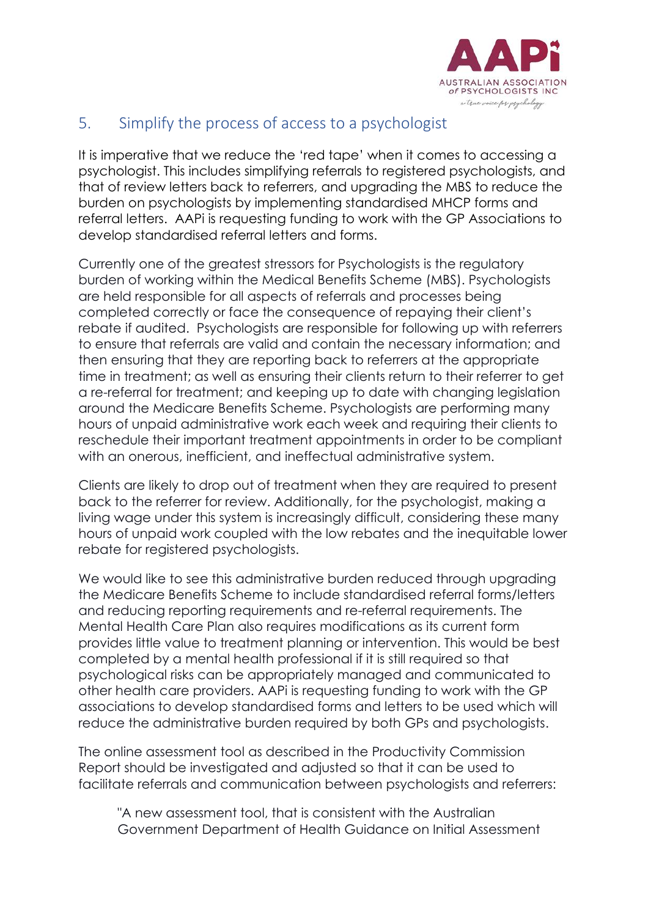## 5. Simplify the process of access to a psychologist

It is imperative that we reduce the 'red tape' when it comes to accessing a psychologist. This includes simplifying referrals to registered psychologists, and that of review letters back to referrers, and upgrading the MBS to reduce the burden on psychologists by implementing standardised MHCP forms and referral letters. AAPi is requesting funding to work with the GP Associations to develop standardised referral letters and forms.

Currently one of the greatest stressors for Psychologists is the regulatory burden of working within the Medical Benefits Scheme (MBS). Psychologists are held responsible for all aspects of referrals and processes being completed correctly or face the consequence of repaying their client's rebate if audited. Psychologists are responsible for following up with referrers to ensure that referrals are valid and contain the necessary information; and then ensuring that they are reporting back to referrers at the appropriate time in treatment; as well as ensuring their clients return to their referrer to get a re-referral for treatment; and keeping up to date with changing legislation around the Medicare Benefits Scheme. Psychologists are performing many hours of unpaid administrative work each week and requiring their clients to reschedule their important treatment appointments in order to be compliant with an onerous, inefficient, and ineffectual administrative system.

Clients are likely to drop out of treatment when they are required to present back to the referrer for review. Additionally, for the psychologist, making a living wage under this system is increasingly difficult, considering these many hours of unpaid work coupled with the low rebates and the inequitable lower rebate for registered psychologists.

We would like to see this administrative burden reduced through upgrading the Medicare Benefits Scheme to include standardised referral forms/letters and reducing reporting requirements and re-referral requirements. The Mental Health Care Plan also requires modifications as its current form provides little value to treatment planning or intervention. This would be best completed by a mental health professional if it is still required so that psychological risks can be appropriately managed and communicated to other health care providers. AAPi is requesting funding to work with the GP associations to develop standardised forms and letters to be used which will reduce the administrative burden required by both GPs and psychologists.

The online assessment tool as described in the Productivity Commission Report should be investigated and adjusted so that it can be used to facilitate referrals and communication between psychologists and referrers:

> "A new assessment tool, that is consistent with the Australian Government Department of Health Guidance on Initial Assessment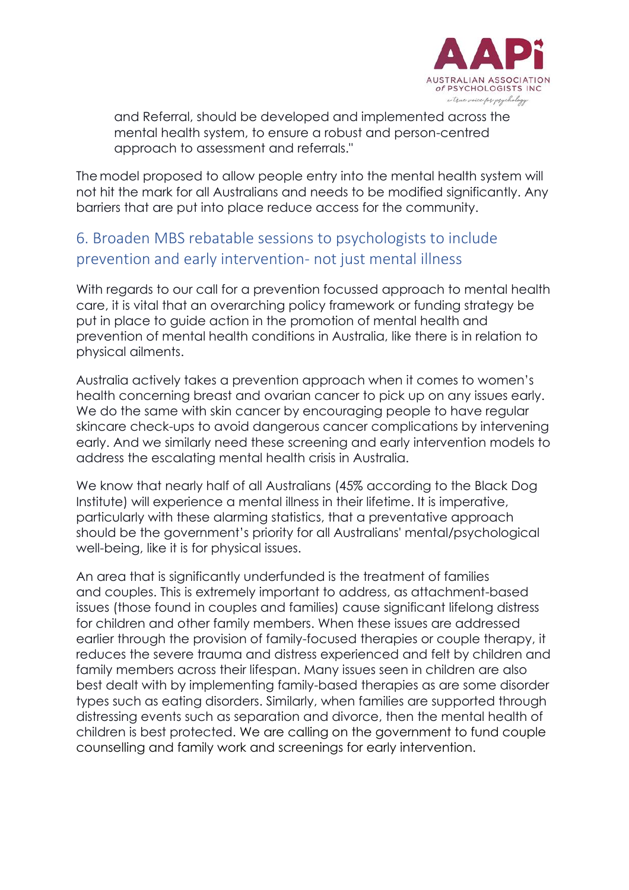and Referral, should be developed and implemented across the mental health system, to ensure a robust and person-centred approach to assessment and referrals."

The model proposed to allow people entry into the mental health system will not hit the mark for all Australians and needs to be modified significantly. Any barriers that are put into place reduce access for the community.

## 6. Broaden MBS rebatable sessions to psychologists to include prevention and early intervention- not just mental illness

With regards to our call for a prevention focussed approach to mental health care, it is vital that an overarching policy framework or funding strategy be put in place to guide action in the promotion of mental health and prevention of mental health conditions in Australia, like there is in relation to physical ailments.

Australia actively takes a prevention approach when it comes to women's health concerning breast and ovarian cancer to pick up on any issues early. We do the same with skin cancer by encouraging people to have regular skincare check-ups to avoid dangerous cancer complications by intervening early. And we similarly need these screening and early intervention models to address the escalating mental health crisis in Australia.

We know that nearly half of all Australians (45% according to the Black Dog Institute) will experience a mental illness in their lifetime. It is imperative, particularly with these alarming statistics, that a preventative approach should be the government's priority for all Australians' mental/psychological well-being, like it is for physical issues.

An area that is significantly underfunded is the treatment of families and couples. This is extremely important to address, as attachment-based issues (those found in couples and families) cause significant lifelong distress for children and other family members. When these issues are addressed earlier through the provision of family-focused therapies or couple therapy, it reduces the severe trauma and distress experienced and felt by children and family members across their lifespan. Many issues seen in children are also best dealt with by implementing family-based therapies as are some disorder types such as eating disorders. Similarly, when families are supported through distressing events such as separation and divorce, then the mental health of children is best protected. We are calling on the government to fund couple counselling and family work and screenings for early intervention.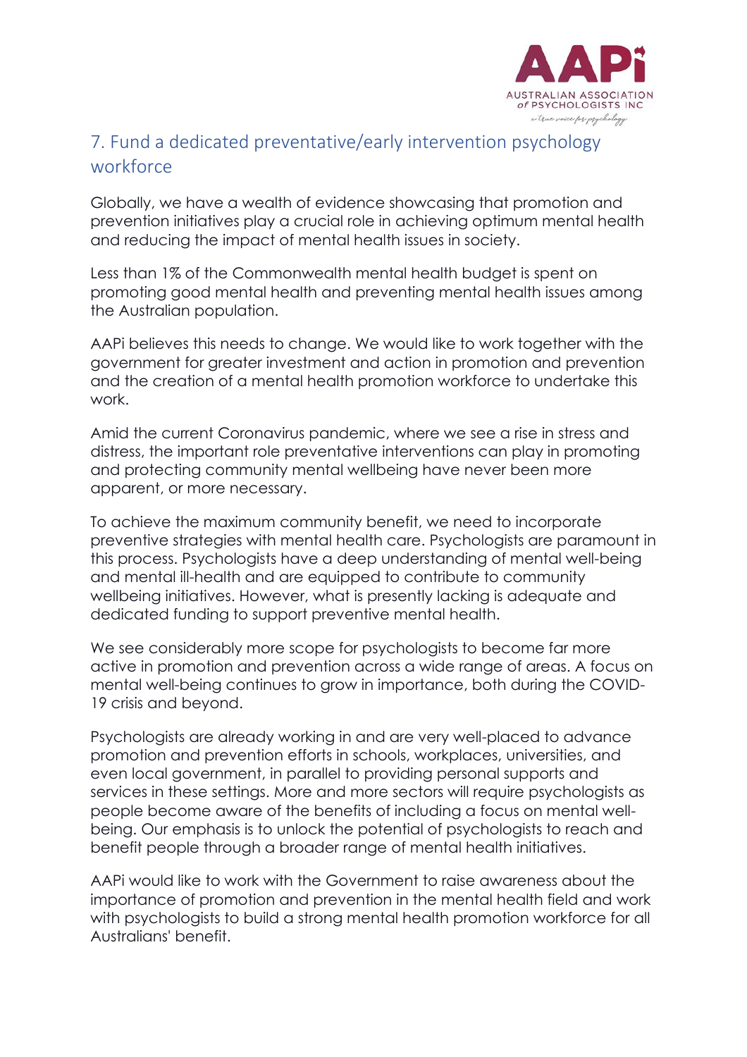## 7. Fund a dedicated preventative/early intervention psychology workforce

Globally, we have a wealth of evidence showcasing that promotion and prevention initiatives play a crucial role in achieving optimum mental health and reducing the impact of mental health issues in society.

Less than 1% of the Commonwealth mental health budget is spent on promoting good mental health and preventing mental health issues among the Australian population.

AAPi believes this needs to change. We would like to work together with the government for greater investment and action in promotion and prevention and the creation of a mental health promotion workforce to undertake this work.

Amid the current Coronavirus pandemic, where we see a rise in stress and distress, the important role preventative interventions can play in promoting and protecting community mental wellbeing have never been more apparent, or more necessary.

To achieve the maximum community benefit, we need to incorporate preventive strategies with mental health care. Psychologists are paramount in this process. Psychologists have a deep understanding of mental well-being and mental ill-health and are equipped to contribute to community wellbeing initiatives. However, what is presently lacking is adequate and dedicated funding to support preventive mental health.

We see considerably more scope for psychologists to become far more active in promotion and prevention across a wide range of areas. A focus on mental well-being continues to grow in importance, both during the COVID-19 crisis and beyond.

Psychologists are already working in and are very well-placed to advance promotion and prevention efforts in schools, workplaces, universities, and even local government, in parallel to providing personal supports and services in these settings. More and more sectors will require psychologists as people become aware of the benefits of including a focus on mental well-being. Our emphasis is to unlock the potential of psychologists to reach and benefit people through a broader range of mental health initiatives.

AAPi would like to work with the Government to raise awareness about the importance of promotion and prevention in the mental health field and work with psychologists to build a strong mental health promotion workforce for all Australians' benefit.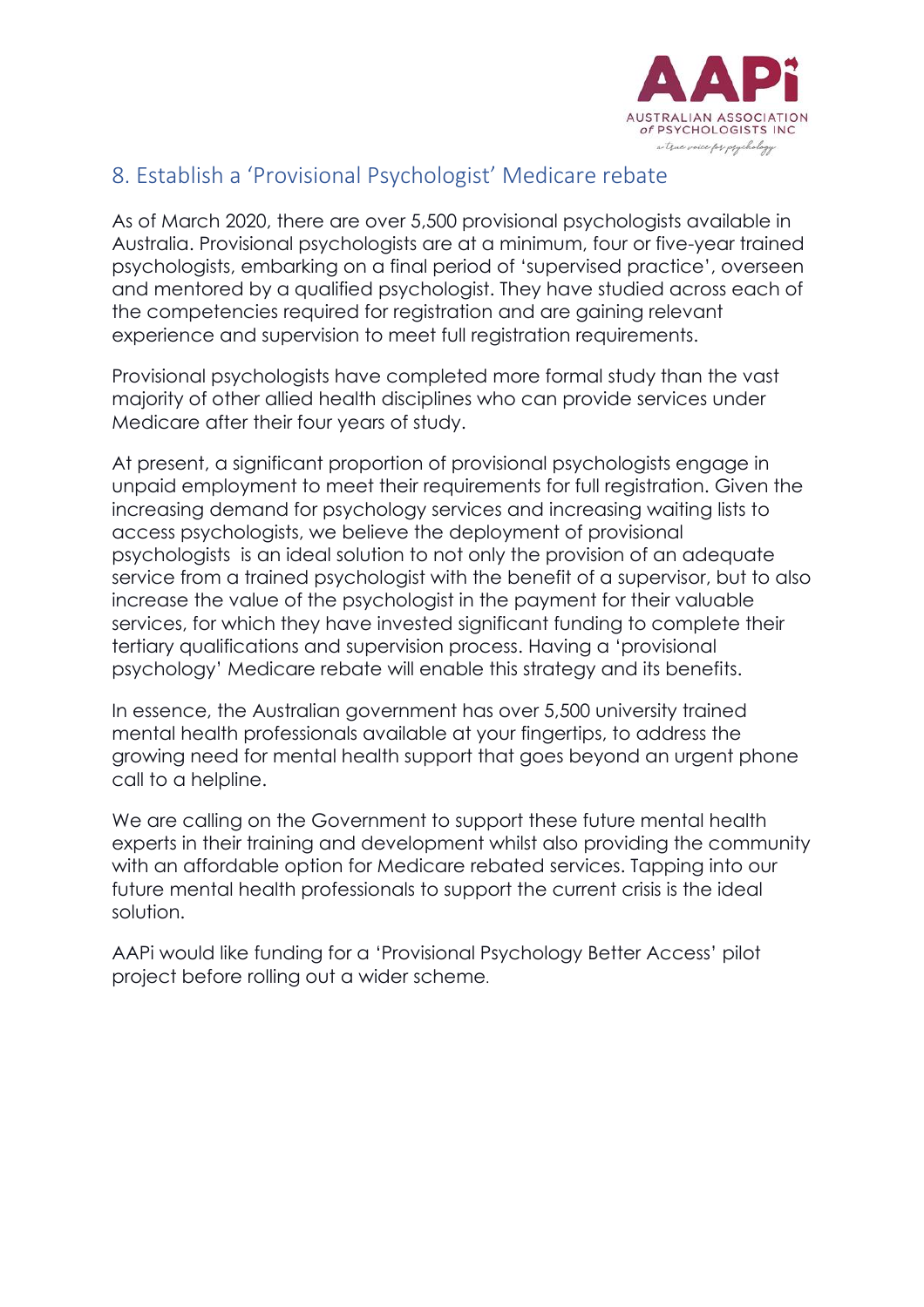## 8. Establish a 'Provisional Psychologist' Medicare rebate

As of March 2020, there are over 5,500 provisional psychologists available in Australia. Provisional psychologists are at a minimum, four or five-year trained psychologists, embarking on a final period of 'supervised practice', overseen and mentored by a qualified psychologist. They have studied across each of the competencies required for registration and are gaining relevant experience and supervision to meet full registration requirements.

Provisional psychologists have completed more formal study than the vast majority of other allied health disciplines who can provide services under Medicare after their four years of study.

At present, a significant proportion of provisional psychologists engage in unpaid employment to meet their requirements for full registration. Given the increasing demand for psychology services and increasing waiting lists to access psychologists, we believe the deployment of provisional psychologists is an ideal solution to not only the provision of an adequate service from a trained psychologist with the benefit of a supervisor, but to also increase the value of the psychologist in the payment for their valuable services, for which they have invested significant funding to complete their tertiary qualifications and supervision process. Having a 'provisional psychology' Medicare rebate will enable this strategy and its benefits.

In essence, the Australian government has over 5,500 university trained mental health professionals available at your fingertips, to address the growing need for mental health support that goes beyond an urgent phone call to a helpline.

We are calling on the Government to support these future mental health experts in their training and development whilst also providing the community with an affordable option for Medicare rebated services. Tapping into our future mental health professionals to support the current crisis is the ideal solution.

AAPi would like funding for a 'Provisional Psychology Better Access' pilot project before rolling out a wider scheme.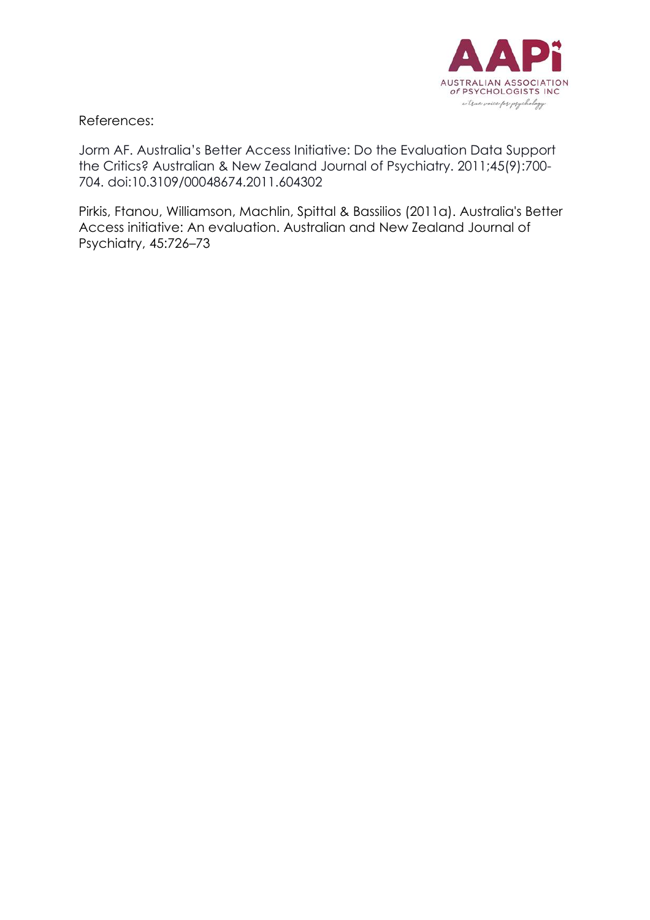References:

Jorm AF. Australia's Better Access Initiative: Do the Evaluation Data Support the Critics? Australian & New Zealand Journal of Psychiatry. 2011;45(9):700-704. doi:10.3109/00048674.2011.604302

Pirkis, Ftanou, Williamson, Machlin, Spittal & Bassilios (2011a). Australia's Better Access initiative: An evaluation. Australian and New Zealand Journal of Psychiatry, 45:726–73